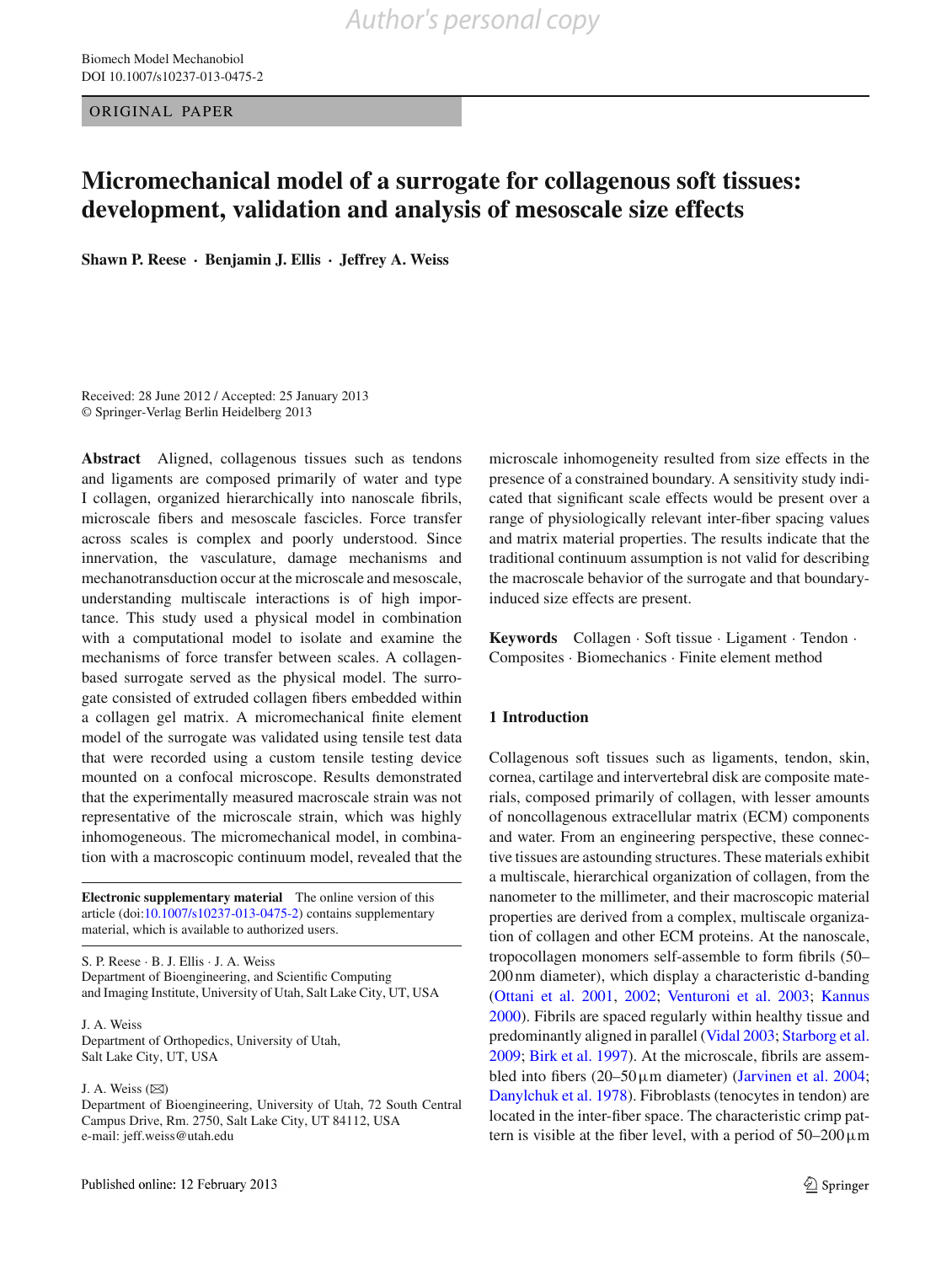ORIGINAL PAPER

# Micromechanical model of a surrogate for collagenous soft tissues: development, validation and analysis of mesoscale size effects

**Shawn P. Reese · Benjamin J. Ellis · Jeffrey A. Weiss**

Received: 28 June 2012 / Accepted: 25 January 2013
© Springer-Verlag Berlin Heidelberg 2013

**Abstract** Aligned, collagenous tissues such as tendons and ligaments are composed primarily of water and type I collagen, organized hierarchically into nanoscale fibrils, microscale fibers and mesoscale fascicles. Force transfer across scales is complex and poorly understood. Since innervation, the vasculature, damage mechanisms and mechanotransduction occur at the microscale and mesoscale, understanding multiscale interactions is of high importance. This study used a physical model in combination with a computational model to isolate and examine the mechanisms of force transfer between scales. A collagen-based surrogate served as the physical model. The surrogate consisted of extruded collagen fibers embedded within a collagen gel matrix. A micromechanical finite element model of the surrogate was validated using tensile test data that were recorded using a custom tensile testing device mounted on a confocal microscope. Results demonstrated that the experimentally measured macroscale strain was not representative of the microscale strain, which was highly inhomogeneous. The micromechanical model, in combination with a macroscopic continuum model, revealed that the microscale inhomogeneity resulted from size effects in the presence of a constrained boundary. A sensitivity study indicated that significant scale effects would be present over a range of physiologically relevant inter-fiber spacing values and matrix material properties. The results indicate that the traditional continuum assumption is not valid for describing the macroscale behavior of the surrogate and that boundary-induced size effects are present.

**Keywords** Collagen · Soft tissue · Ligament · Tendon · Composites · Biomechanics · Finite element method

**Electronic supplementary material** The online version of this article (doi:10.1007/s10237-013-0475-2) contains supplementary material, which is available to authorized users.

S. P. Reese · B. J. Ellis · J. A. Weiss
Department of Bioengineering, and Scientific Computing and Imaging Institute, University of Utah, Salt Lake City, UT, USA

J. A. Weiss
Department of Orthopedics, University of Utah, Salt Lake City, UT, USA

J. A. Weiss (✉)
Department of Bioengineering, University of Utah, 72 South Central Campus Drive, Rm. 2750, Salt Lake City, UT 84112, USA
e-mail: jeff.weiss@utah.edu

## 1 Introduction

Collagenous soft tissues such as ligaments, tendon, skin, cornea, cartilage and intervertebral disk are composite materials, composed primarily of collagen, with lesser amounts of noncollagenous extracellular matrix (ECM) components and water. From an engineering perspective, these connective tissues are astounding structures. These materials exhibit a multiscale, hierarchical organization of collagen, from the nanometer to the millimeter, and their macroscopic material properties are derived from a complex, multiscale organization of collagen and other ECM proteins. At the nanoscale, tropocollagen monomers self-assemble to form fibrils (50–200 nm diameter), which display a characteristic d-banding (Ottani et al. 2001, 2002; Venturoni et al. 2003; Kannus 2000). Fibrils are spaced regularly within healthy tissue and predominantly aligned in parallel (Vidal 2003; Starborg et al. 2009; Birk et al. 1997). At the microscale, fibrils are assembled into fibers (20–50 µm diameter) (Jarvinen et al. 2004; Danylchuk et al. 1978). Fibroblasts (tenocytes in tendon) are located in the inter-fiber space. The characteristic crimp pattern is visible at the fiber level, with a period of 50–200 µm

Published online: 12 February 2013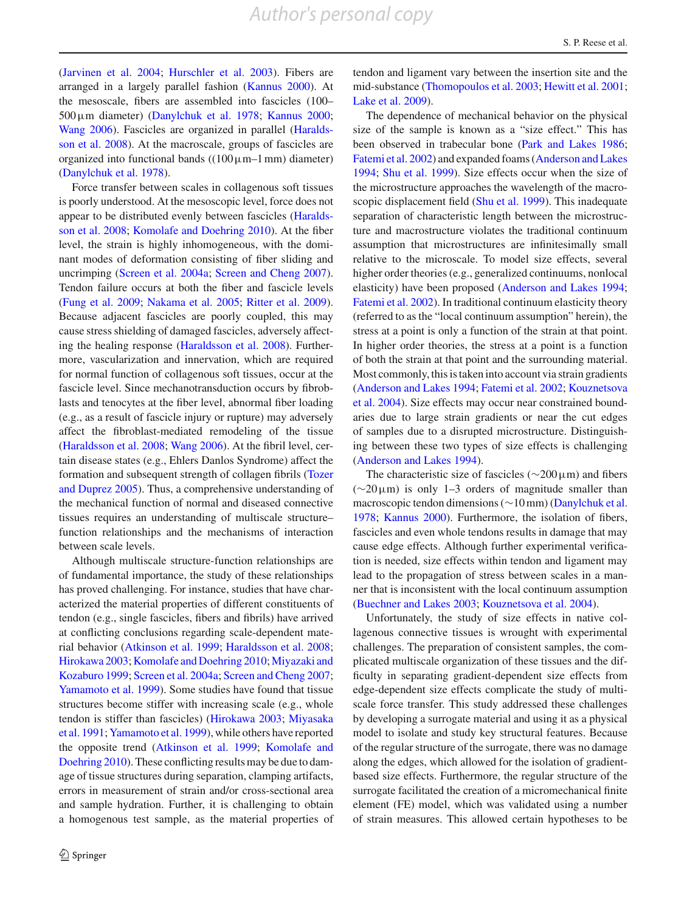(Jarvinen et al. 2004; Hurschler et al. 2003). Fibers are arranged in a largely parallel fashion (Kannus 2000). At the mesoscale, fibers are assembled into fascicles (100–500 µm diameter) (Danylchuk et al. 1978; Kannus 2000; Wang 2006). Fascicles are organized in parallel (Haraldsson et al. 2008). At the macroscale, groups of fascicles are organized into functional bands ((100 µm–1 mm) diameter) (Danylchuk et al. 1978).

Force transfer between scales in collagenous soft tissues is poorly understood. At the mesoscopic level, force does not appear to be distributed evenly between fascicles (Haraldsson et al. 2008; Komolafe and Doehring 2010). At the fiber level, the strain is highly inhomogeneous, with the dominant modes of deformation consisting of fiber sliding and uncrimping (Screen et al. 2004a; Screen and Cheng 2007). Tendon failure occurs at both the fiber and fascicle levels (Fung et al. 2009; Nakama et al. 2005; Ritter et al. 2009). Because adjacent fascicles are poorly coupled, this may cause stress shielding of damaged fascicles, adversely affecting the healing response (Haraldsson et al. 2008). Furthermore, vascularization and innervation, which are required for normal function of collagenous soft tissues, occur at the fascicle level. Since mechanotransduction occurs by fibroblasts and tenocytes at the fiber level, abnormal fiber loading (e.g., as a result of fascicle injury or rupture) may adversely affect the fibroblast-mediated remodeling of the tissue (Haraldsson et al. 2008; Wang 2006). At the fibril level, certain disease states (e.g., Ehlers Danlos Syndrome) affect the formation and subsequent strength of collagen fibrils (Tozer and Duprez 2005). Thus, a comprehensive understanding of the mechanical function of normal and diseased connective tissues requires an understanding of multiscale structure–function relationships and the mechanisms of interaction between scale levels.

Although multiscale structure-function relationships are of fundamental importance, the study of these relationships has proved challenging. For instance, studies that have characterized the material properties of different constituents of tendon (e.g., single fascicles, fibers and fibrils) have arrived at conflicting conclusions regarding scale-dependent material behavior (Atkinson et al. 1999; Haraldsson et al. 2008; Hirokawa 2003; Komolafe and Doehring 2010; Miyazaki and Kozaburo 1999; Screen et al. 2004a; Screen and Cheng 2007; Yamamoto et al. 1999). Some studies have found that tissue structures become stiffer with increasing scale (e.g., whole tendon is stiffer than fascicles) (Hirokawa 2003; Miyasaka et al. 1991; Yamamoto et al. 1999), while others have reported the opposite trend (Atkinson et al. 1999; Komolafe and Doehring 2010). These conflicting results may be due to damage of tissue structures during separation, clamping artifacts, errors in measurement of strain and/or cross-sectional area and sample hydration. Further, it is challenging to obtain a homogenous test sample, as the material properties of tendon and ligament vary between the insertion site and the mid-substance (Thomopoulos et al. 2003; Hewitt et al. 2001; Lake et al. 2009).

The dependence of mechanical behavior on the physical size of the sample is known as a "size effect." This has been observed in trabecular bone (Park and Lakes 1986; Fatemi et al. 2002) and expanded foams (Anderson and Lakes 1994; Shu et al. 1999). Size effects occur when the size of the microstructure approaches the wavelength of the macroscopic displacement field (Shu et al. 1999). This inadequate separation of characteristic length between the microstructure and macrostructure violates the traditional continuum assumption that microstructures are infinitesimally small relative to the microscale. To model size effects, several higher order theories (e.g., generalized continuums, nonlocal elasticity) have been proposed (Anderson and Lakes 1994; Fatemi et al. 2002). In traditional continuum elasticity theory (referred to as the "local continuum assumption" herein), the stress at a point is only a function of the strain at that point. In higher order theories, the stress at a point is a function of both the strain at that point and the surrounding material. Most commonly, this is taken into account via strain gradients (Anderson and Lakes 1994; Fatemi et al. 2002; Kouznetsova et al. 2004). Size effects may occur near constrained boundaries due to large strain gradients or near the cut edges of samples due to a disrupted microstructure. Distinguishing between these two types of size effects is challenging (Anderson and Lakes 1994).

The characteristic size of fascicles (~200 µm) and fibers (~20 µm) is only 1–3 orders of magnitude smaller than macroscopic tendon dimensions (~10 mm) (Danylchuk et al. 1978; Kannus 2000). Furthermore, the isolation of fibers, fascicles and even whole tendons results in damage that may cause edge effects. Although further experimental verification is needed, size effects within tendon and ligament may lead to the propagation of stress between scales in a manner that is inconsistent with the local continuum assumption (Buechner and Lakes 2003; Kouznetsova et al. 2004).

Unfortunately, the study of size effects in native collagenous connective tissues is wrought with experimental challenges. The preparation of consistent samples, the complicated multiscale organization of these tissues and the difficulty in separating gradient-dependent size effects from edge-dependent size effects complicate the study of multiscale force transfer. This study addressed these challenges by developing a surrogate material and using it as a physical model to isolate and study key structural features. Because of the regular structure of the surrogate, there was no damage along the edges, which allowed for the isolation of gradient-based size effects. Furthermore, the regular structure of the surrogate facilitated the creation of a micromechanical finite element (FE) model, which was validated using a number of strain measures. This allowed certain hypotheses to be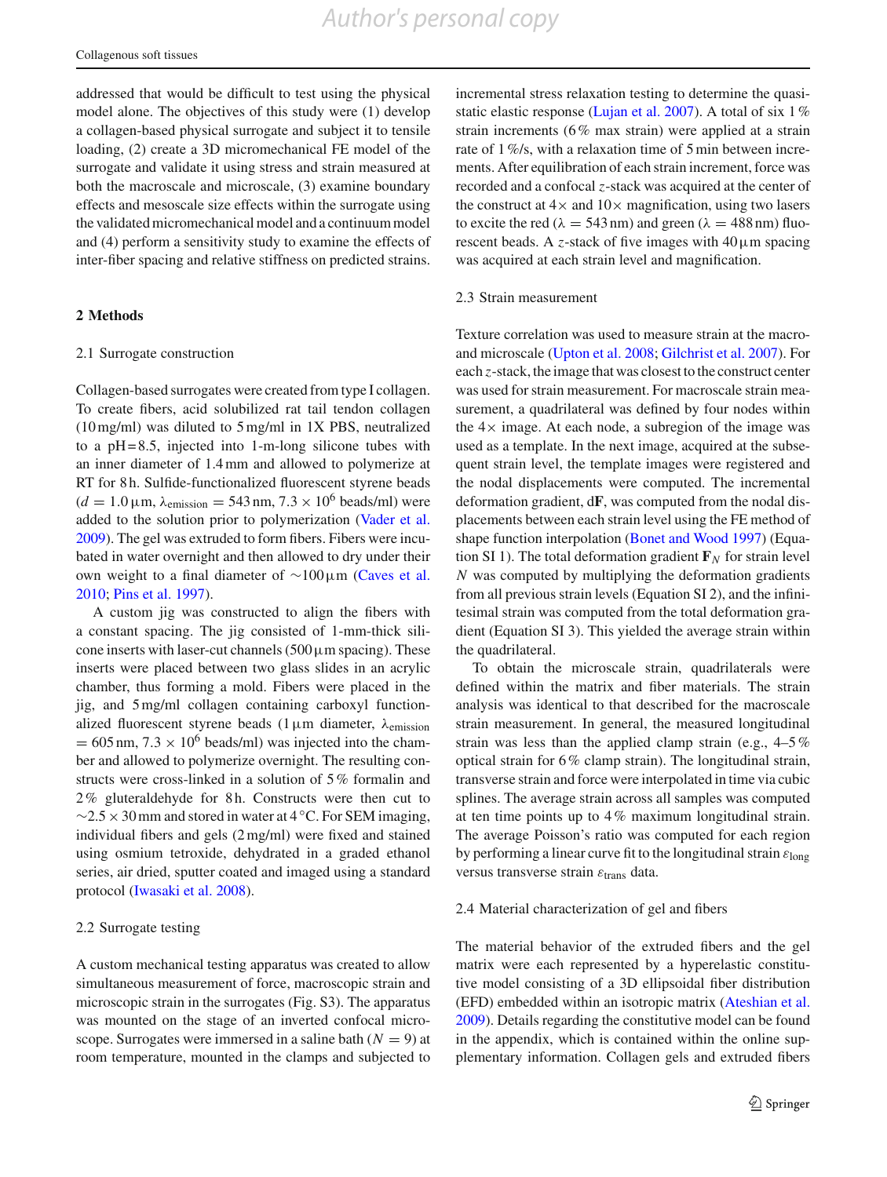addressed that would be difficult to test using the physical model alone. The objectives of this study were (1) develop a collagen-based physical surrogate and subject it to tensile loading, (2) create a 3D micromechanical FE model of the surrogate and validate it using stress and strain measured at both the macroscale and microscale, (3) examine boundary effects and mesoscale size effects within the surrogate using the validated micromechanical model and a continuum model and (4) perform a sensitivity study to examine the effects of inter-fiber spacing and relative stiffness on predicted strains.

## 2 Methods

### 2.1 Surrogate construction

Collagen-based surrogates were created from type I collagen. To create fibers, acid solubilized rat tail tendon collagen (10 mg/ml) was diluted to 5 mg/ml in 1X PBS, neutralized to a pH = 8.5, injected into 1-m-long silicone tubes with an inner diameter of 1.4 mm and allowed to polymerize at RT for 8 h. Sulfide-functionalized fluorescent styrene beads ($d = 1.0\,\mu$m, $\lambda_{\text{emission}} = 543$ nm, $7.3 \times 10^6$ beads/ml) were added to the solution prior to polymerization (Vader et al. 2009). The gel was extruded to form fibers. Fibers were incubated in water overnight and then allowed to dry under their own weight to a final diameter of $\sim$100 $\mu$m (Caves et al. 2010; Pins et al. 1997).

A custom jig was constructed to align the fibers with a constant spacing. The jig consisted of 1-mm-thick silicone inserts with laser-cut channels (500 $\mu$m spacing). These inserts were placed between two glass slides in an acrylic chamber, thus forming a mold. Fibers were placed in the jig, and 5 mg/ml collagen containing carboxyl functionalized fluorescent styrene beads (1 $\mu$m diameter, $\lambda_{\text{emission}} = 605$ nm, $7.3 \times 10^6$ beads/ml) was injected into the chamber and allowed to polymerize overnight. The resulting constructs were cross-linked in a solution of 5 % formalin and 2 % gluteraldehyde for 8 h. Constructs were then cut to $\sim 2.5 \times 30$ mm and stored in water at 4 °C. For SEM imaging, individual fibers and gels (2 mg/ml) were fixed and stained using osmium tetroxide, dehydrated in a graded ethanol series, air dried, sputter coated and imaged using a standard protocol (Iwasaki et al. 2008).

### 2.2 Surrogate testing

A custom mechanical testing apparatus was created to allow simultaneous measurement of force, macroscopic strain and microscopic strain in the surrogates (Fig. S3). The apparatus was mounted on the stage of an inverted confocal microscope. Surrogates were immersed in a saline bath ($N = 9$) at room temperature, mounted in the clamps and subjected to incremental stress relaxation testing to determine the quasi-static elastic response (Lujan et al. 2007). A total of six 1 % strain increments (6 % max strain) were applied at a strain rate of 1 %/s, with a relaxation time of 5 min between increments. After equilibration of each strain increment, force was recorded and a confocal $z$-stack was acquired at the center of the construct at 4$\times$ and 10$\times$ magnification, using two lasers to excite the red ($\lambda = 543$ nm) and green ($\lambda = 488$ nm) fluorescent beads. A $z$-stack of five images with 40 $\mu$m spacing was acquired at each strain level and magnification.

### 2.3 Strain measurement

Texture correlation was used to measure strain at the macro- and microscale (Upton et al. 2008; Gilchrist et al. 2007). For each $z$-stack, the image that was closest to the construct center was used for strain measurement. For macroscale strain measurement, a quadrilateral was defined by four nodes within the 4$\times$ image. At each node, a subregion of the image was used as a template. In the next image, acquired at the subsequent strain level, the template images were registered and the nodal displacements were computed. The incremental deformation gradient, $d\mathbf{F}$, was computed from the nodal displacements between each strain level using the FE method of shape function interpolation (Bonet and Wood 1997) (Equation SI 1). The total deformation gradient $\mathbf{F}_N$ for strain level $N$ was computed by multiplying the deformation gradients from all previous strain levels (Equation SI 2), and the infinitesimal strain was computed from the total deformation gradient (Equation SI 3). This yielded the average strain within the quadrilateral.

To obtain the microscale strain, quadrilaterals were defined within the matrix and fiber materials. The strain analysis was identical to that described for the macroscale strain measurement. In general, the measured longitudinal strain was less than the applied clamp strain (e.g., 4–5 % optical strain for 6 % clamp strain). The longitudinal strain, transverse strain and force were interpolated in time via cubic splines. The average strain across all samples was computed at ten time points up to 4 % maximum longitudinal strain. The average Poisson's ratio was computed for each region by performing a linear curve fit to the longitudinal strain $\varepsilon_{\text{long}}$ versus transverse strain $\varepsilon_{\text{trans}}$ data.

### 2.4 Material characterization of gel and fibers

The material behavior of the extruded fibers and the gel matrix were each represented by a hyperelastic constitutive model consisting of a 3D ellipsoidal fiber distribution (EFD) embedded within an isotropic matrix (Ateshian et al. 2009). Details regarding the constitutive model can be found in the appendix, which is contained within the online supplementary information. Collagen gels and extruded fibers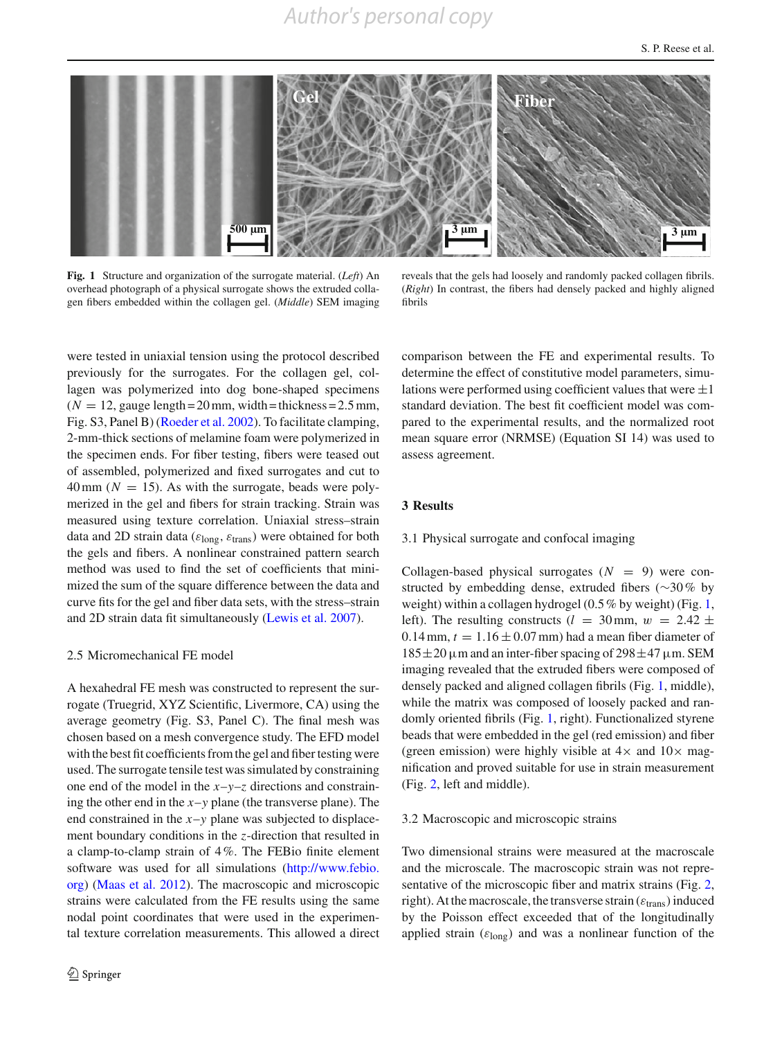Fig. 1 Structure and organization of the surrogate material. (*Left*) An overhead photograph of a physical surrogate shows the extruded collagen fibers embedded within the collagen gel. (*Middle*) SEM imaging reveals that the gels had loosely and randomly packed collagen fibrils. (*Right*) In contrast, the fibers had densely packed and highly aligned fibrils

were tested in uniaxial tension using the protocol described previously for the surrogates. For the collagen gel, collagen was polymerized into dog bone-shaped specimens ($N = 12$, gauge length = 20 mm, width = thickness = 2.5 mm, Fig. S3, Panel B) (Roeder et al. 2002). To facilitate clamping, 2-mm-thick sections of melamine foam were polymerized in the specimen ends. For fiber testing, fibers were teased out of assembled, polymerized and fixed surrogates and cut to 40 mm ($N = 15$). As with the surrogate, beads were polymerized in the gel and fibers for strain tracking. Strain was measured using texture correlation. Uniaxial stress–strain data and 2D strain data ($\varepsilon_{\text{long}}$, $\varepsilon_{\text{trans}}$) were obtained for both the gels and fibers. A nonlinear constrained pattern search method was used to find the set of coefficients that minimized the sum of the square difference between the data and curve fits for the gel and fiber data sets, with the stress–strain and 2D strain data fit simultaneously (Lewis et al. 2007).

### 2.5 Micromechanical FE model

A hexahedral FE mesh was constructed to represent the surrogate (Truegrid, XYZ Scientific, Livermore, CA) using the average geometry (Fig. S3, Panel C). The final mesh was chosen based on a mesh convergence study. The EFD model with the best fit coefficients from the gel and fiber testing were used. The surrogate tensile test was simulated by constraining one end of the model in the $x$–$y$–$z$ directions and constraining the other end in the $x$–$y$ plane (the transverse plane). The end constrained in the $x$–$y$ plane was subjected to displacement boundary conditions in the $z$-direction that resulted in a clamp-to-clamp strain of 4 %. The FEBio finite element software was used for all simulations (http://www.febio.org) (Maas et al. 2012). The macroscopic and microscopic strains were calculated from the FE results using the same nodal point coordinates that were used in the experimental texture correlation measurements. This allowed a direct comparison between the FE and experimental results. To determine the effect of constitutive model parameters, simulations were performed using coefficient values that were ±1 standard deviation. The best fit coefficient model was compared to the experimental results, and the normalized root mean square error (NRMSE) (Equation SI 14) was used to assess agreement.

## 3 Results

### 3.1 Physical surrogate and confocal imaging

Collagen-based physical surrogates ($N = 9$) were constructed by embedding dense, extruded fibers (∼30 % by weight) within a collagen hydrogel (0.5 % by weight) (Fig. 1, left). The resulting constructs ($l = 30$ mm, $w = 2.42 \pm 0.14$ mm, $t = 1.16 \pm 0.07$ mm) had a mean fiber diameter of $185 \pm 20$ µm and an inter-fiber spacing of $298 \pm 47$ µm. SEM imaging revealed that the extruded fibers were composed of densely packed and aligned collagen fibrils (Fig. 1, middle), while the matrix was composed of loosely packed and randomly oriented fibrils (Fig. 1, right). Functionalized styrene beads that were embedded in the gel (red emission) and fiber (green emission) were highly visible at 4× and 10× magnification and proved suitable for use in strain measurement (Fig. 2, left and middle).

### 3.2 Macroscopic and microscopic strains

Two dimensional strains were measured at the macroscale and the microscale. The macroscopic strain was not representative of the microscopic fiber and matrix strains (Fig. 2, right). At the macroscale, the transverse strain ($\varepsilon_{\text{trans}}$) induced by the Poisson effect exceeded that of the longitudinally applied strain ($\varepsilon_{\text{long}}$) and was a nonlinear function of the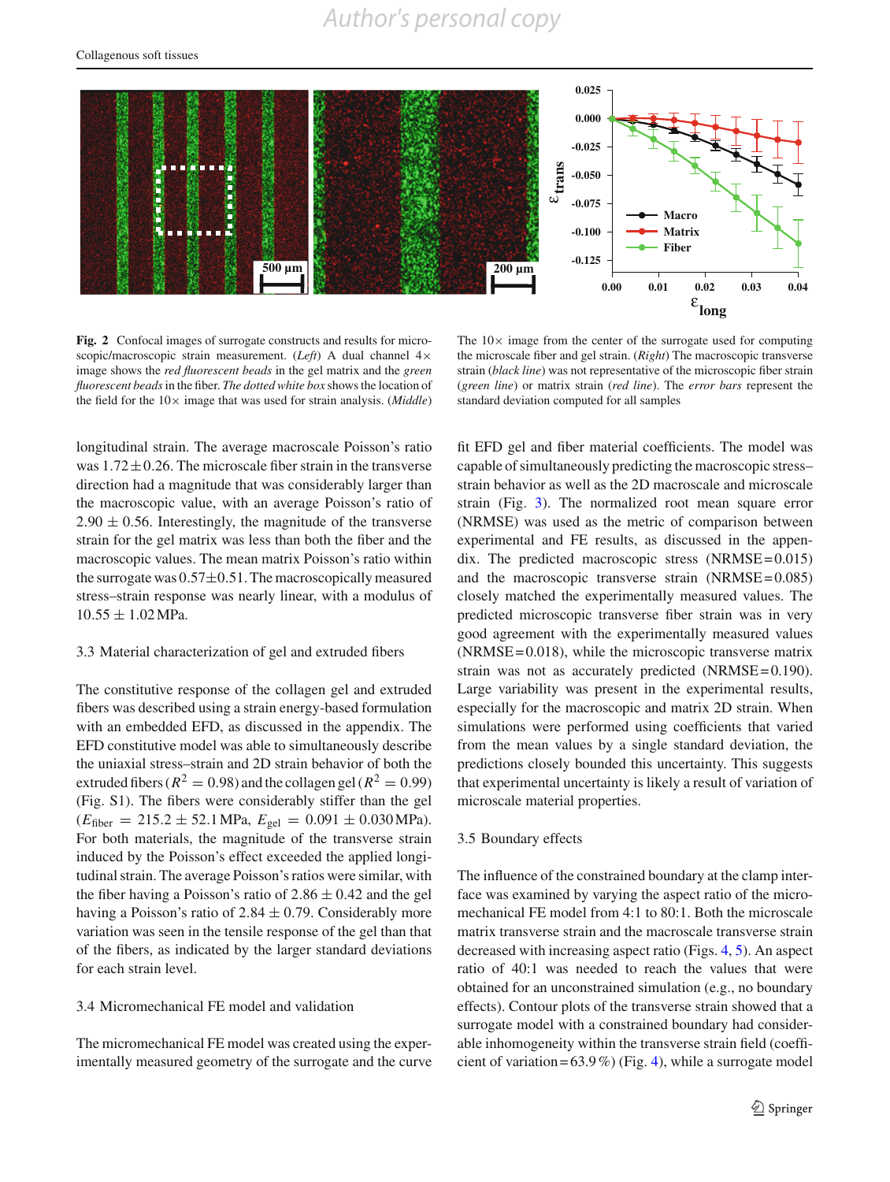**Fig. 2** Confocal images of surrogate constructs and results for microscopic/macroscopic strain measurement. (*Left*) A dual channel 4× image shows the *red fluorescent beads* in the gel matrix and the *green fluorescent beads* in the fiber. *The dotted white box* shows the location of the field for the 10× image that was used for strain analysis. (*Middle*) The 10× image from the center of the surrogate used for computing the microscale fiber and gel strain. (*Right*) The macroscopic transverse strain (*black line*) was not representative of the microscopic fiber strain (*green line*) or matrix strain (*red line*). The *error bars* represent the standard deviation computed for all samples

longitudinal strain. The average macroscale Poisson's ratio was 1.72 ± 0.26. The microscale fiber strain in the transverse direction had a magnitude that was considerably larger than the macroscopic value, with an average Poisson's ratio of 2.90 ± 0.56. Interestingly, the magnitude of the transverse strain for the gel matrix was less than both the fiber and the macroscopic values. The mean matrix Poisson's ratio within the surrogate was 0.57 ± 0.51. The macroscopically measured stress–strain response was nearly linear, with a modulus of 10.55 ± 1.02 MPa.

### 3.3 Material characterization of gel and extruded fibers

The constitutive response of the collagen gel and extruded fibers was described using a strain energy-based formulation with an embedded EFD, as discussed in the appendix. The EFD constitutive model was able to simultaneously describe the uniaxial stress–strain and 2D strain behavior of both the extruded fibers ($R^2 = 0.98$) and the collagen gel ($R^2 = 0.99$) (Fig. S1). The fibers were considerably stiffer than the gel ($E_{\text{fiber}} = 215.2 \pm 52.1$ MPa, $E_{\text{gel}} = 0.091 \pm 0.030$ MPa). For both materials, the magnitude of the transverse strain induced by the Poisson's effect exceeded the applied longitudinal strain. The average Poisson's ratios were similar, with the fiber having a Poisson's ratio of 2.86 ± 0.42 and the gel having a Poisson's ratio of 2.84 ± 0.79. Considerably more variation was seen in the tensile response of the gel than that of the fibers, as indicated by the larger standard deviations for each strain level.

### 3.4 Micromechanical FE model and validation

The micromechanical FE model was created using the experimentally measured geometry of the surrogate and the curve fit EFD gel and fiber material coefficients. The model was capable of simultaneously predicting the macroscopic stress–strain behavior as well as the 2D macroscale and microscale strain (Fig. 3). The normalized root mean square error (NRMSE) was used as the metric of comparison between experimental and FE results, as discussed in the appendix. The predicted macroscopic stress (NRMSE = 0.015) and the macroscopic transverse strain (NRMSE = 0.085) closely matched the experimentally measured values. The predicted microscopic transverse fiber strain was in very good agreement with the experimentally measured values (NRMSE = 0.018), while the microscopic transverse matrix strain was not as accurately predicted (NRMSE = 0.190). Large variability was present in the experimental results, especially for the macroscopic and matrix 2D strain. When simulations were performed using coefficients that varied from the mean values by a single standard deviation, the predictions closely bounded this uncertainty. This suggests that experimental uncertainty is likely a result of variation of microscale material properties.

### 3.5 Boundary effects

The influence of the constrained boundary at the clamp interface was examined by varying the aspect ratio of the micromechanical FE model from 4:1 to 80:1. Both the microscale matrix transverse strain and the macroscale transverse strain decreased with increasing aspect ratio (Figs. 4, 5). An aspect ratio of 40:1 was needed to reach the values that were obtained for an unconstrained simulation (e.g., no boundary effects). Contour plots of the transverse strain showed that a surrogate model with a constrained boundary had considerable inhomogeneity within the transverse strain field (coefficient of variation = 63.9 %) (Fig. 4), while a surrogate model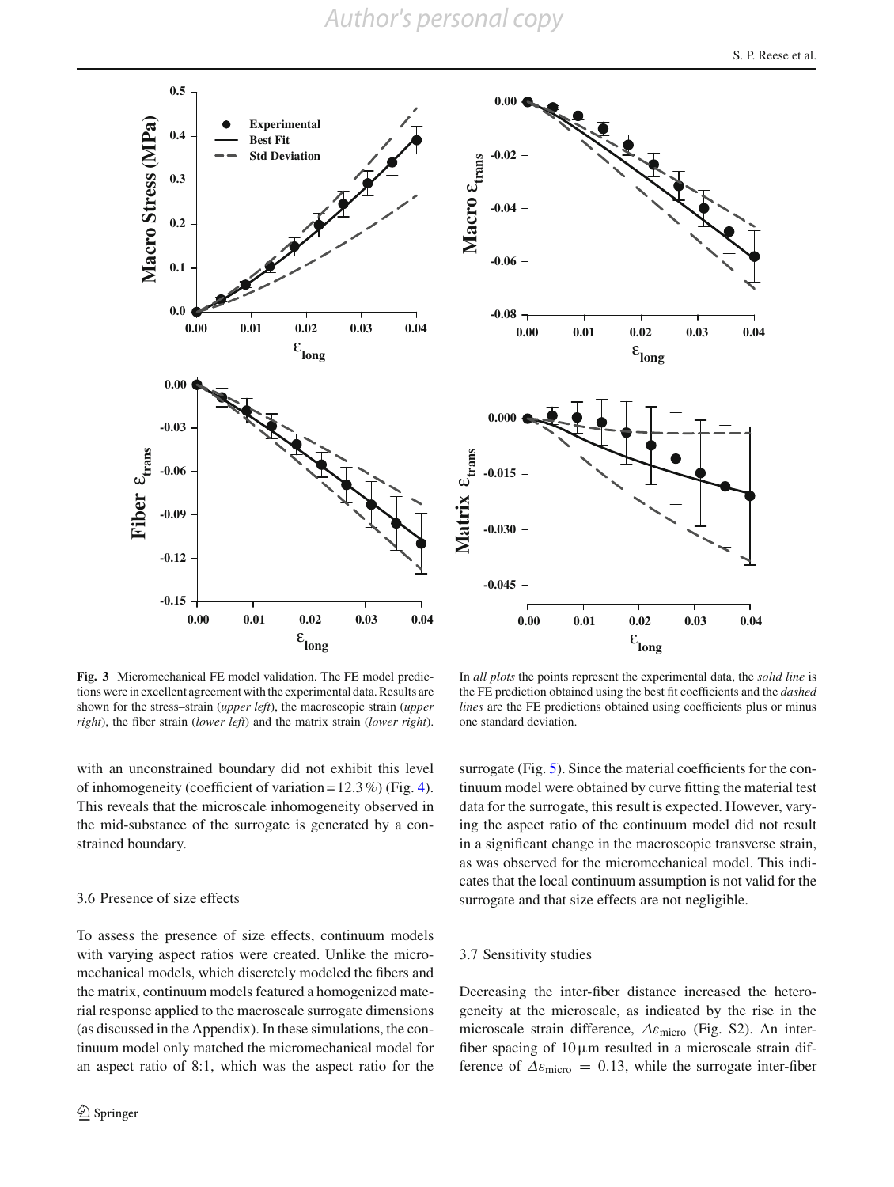**Fig. 3** Micromechanical FE model validation. The FE model predictions were in excellent agreement with the experimental data. Results are shown for the stress–strain (*upper left*), the macroscopic strain (*upper right*), the fiber strain (*lower left*) and the matrix strain (*lower right*). In *all plots* the points represent the experimental data, the *solid line* is the FE prediction obtained using the best fit coefficients and the *dashed lines* are the FE predictions obtained using coefficients plus or minus one standard deviation.

with an unconstrained boundary did not exhibit this level of inhomogeneity (coefficient of variation = 12.3 %) (Fig. 4). This reveals that the microscale inhomogeneity observed in the mid-substance of the surrogate is generated by a constrained boundary.

### 3.6 Presence of size effects

To assess the presence of size effects, continuum models with varying aspect ratios were created. Unlike the micromechanical models, which discretely modeled the fibers and the matrix, continuum models featured a homogenized material response applied to the macroscale surrogate dimensions (as discussed in the Appendix). In these simulations, the continuum model only matched the micromechanical model for an aspect ratio of 8:1, which was the aspect ratio for the surrogate (Fig. 5). Since the material coefficients for the continuum model were obtained by curve fitting the material test data for the surrogate, this result is expected. However, varying the aspect ratio of the continuum model did not result in a significant change in the macroscopic transverse strain, as was observed for the micromechanical model. This indicates that the local continuum assumption is not valid for the surrogate and that size effects are not negligible.

### 3.7 Sensitivity studies

Decreasing the inter-fiber distance increased the heterogeneity at the microscale, as indicated by the rise in the microscale strain difference, $\Delta\varepsilon_{\text{micro}}$ (Fig. S2). An inter-fiber spacing of $10\,\mu\text{m}$ resulted in a microscale strain difference of $\Delta\varepsilon_{\text{micro}} = 0.13$, while the surrogate inter-fiber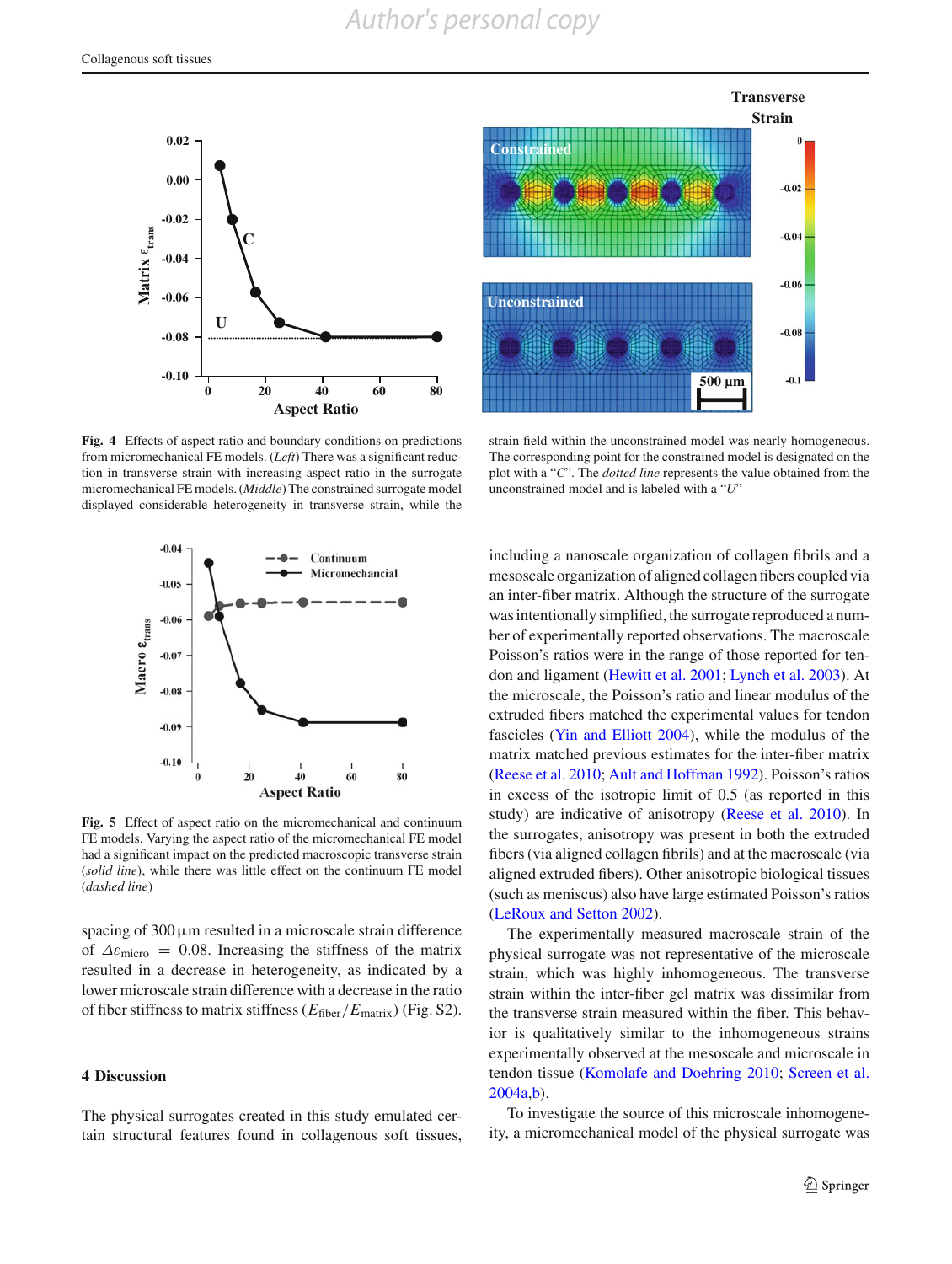**Fig. 4** Effects of aspect ratio and boundary conditions on predictions from micromechanical FE models. (*Left*) There was a significant reduction in transverse strain with increasing aspect ratio in the surrogate micromechanical FE models. (*Middle*) The constrained surrogate model displayed considerable heterogeneity in transverse strain, while the strain field within the unconstrained model was nearly homogeneous. The corresponding point for the constrained model is designated on the plot with a "*C*". The *dotted line* represents the value obtained from the unconstrained model and is labeled with a "*U*"

**Fig. 5** Effect of aspect ratio on the micromechanical and continuum FE models. Varying the aspect ratio of the micromechanical FE model had a significant impact on the predicted macroscopic transverse strain (*solid line*), while there was little effect on the continuum FE model (*dashed line*)

spacing of 300 µm resulted in a microscale strain difference of $\Delta\varepsilon_{\text{micro}} = 0.08$. Increasing the stiffness of the matrix resulted in a decrease in heterogeneity, as indicated by a lower microscale strain difference with a decrease in the ratio of fiber stiffness to matrix stiffness ($E_{\text{fiber}}/E_{\text{matrix}}$) (Fig. S2).

## 4 Discussion

The physical surrogates created in this study emulated certain structural features found in collagenous soft tissues, including a nanoscale organization of collagen fibrils and a mesoscale organization of aligned collagen fibers coupled via an inter-fiber matrix. Although the structure of the surrogate was intentionally simplified, the surrogate reproduced a number of experimentally reported observations. The macroscale Poisson's ratios were in the range of those reported for tendon and ligament (Hewitt et al. 2001; Lynch et al. 2003). At the microscale, the Poisson's ratio and linear modulus of the extruded fibers matched the experimental values for tendon fascicles (Yin and Elliott 2004), while the modulus of the matrix matched previous estimates for the inter-fiber matrix (Reese et al. 2010; Ault and Hoffman 1992). Poisson's ratios in excess of the isotropic limit of 0.5 (as reported in this study) are indicative of anisotropy (Reese et al. 2010). In the surrogates, anisotropy was present in both the extruded fibers (via aligned collagen fibrils) and at the macroscale (via aligned extruded fibers). Other anisotropic biological tissues (such as meniscus) also have large estimated Poisson's ratios (LeRoux and Setton 2002).

The experimentally measured macroscale strain of the physical surrogate was not representative of the microscale strain, which was highly inhomogeneous. The transverse strain within the inter-fiber gel matrix was dissimilar from the transverse strain measured within the fiber. This behavior is qualitatively similar to the inhomogeneous strains experimentally observed at the mesoscale and microscale in tendon tissue (Komolafe and Doehring 2010; Screen et al. 2004a,b).

To investigate the source of this microscale inhomogeneity, a micromechanical model of the physical surrogate was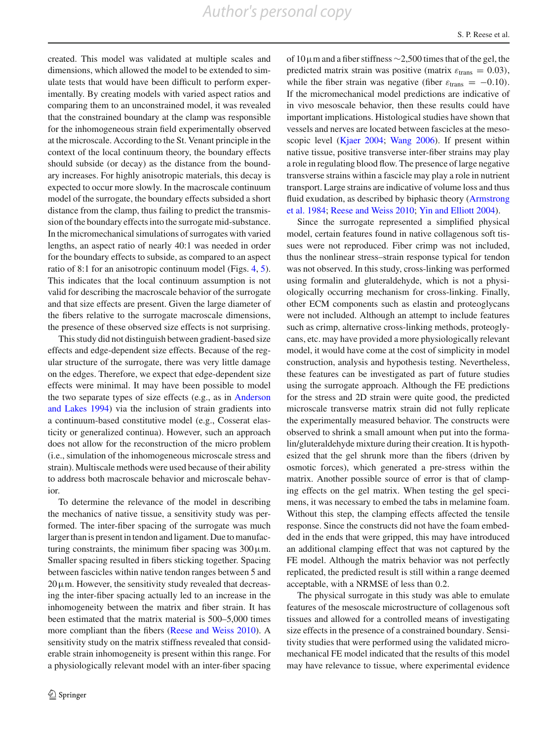created. This model was validated at multiple scales and dimensions, which allowed the model to be extended to simulate tests that would have been difficult to perform experimentally. By creating models with varied aspect ratios and comparing them to an unconstrained model, it was revealed that the constrained boundary at the clamp was responsible for the inhomogeneous strain field experimentally observed at the microscale. According to the St. Venant principle in the context of the local continuum theory, the boundary effects should subside (or decay) as the distance from the boundary increases. For highly anisotropic materials, this decay is expected to occur more slowly. In the macroscale continuum model of the surrogate, the boundary effects subsided a short distance from the clamp, thus failing to predict the transmission of the boundary effects into the surrogate mid-substance. In the micromechanical simulations of surrogates with varied lengths, an aspect ratio of nearly 40:1 was needed in order for the boundary effects to subside, as compared to an aspect ratio of 8:1 for an anisotropic continuum model (Figs. 4, 5). This indicates that the local continuum assumption is not valid for describing the macroscale behavior of the surrogate and that size effects are present. Given the large diameter of the fibers relative to the surrogate macroscale dimensions, the presence of these observed size effects is not surprising.

This study did not distinguish between gradient-based size effects and edge-dependent size effects. Because of the regular structure of the surrogate, there was very little damage on the edges. Therefore, we expect that edge-dependent size effects were minimal. It may have been possible to model the two separate types of size effects (e.g., as in Anderson and Lakes 1994) via the inclusion of strain gradients into a continuum-based constitutive model (e.g., Cosserat elasticity or generalized continua). However, such an approach does not allow for the reconstruction of the micro problem (i.e., simulation of the inhomogeneous microscale stress and strain). Multiscale methods were used because of their ability to address both macroscale behavior and microscale behavior.

To determine the relevance of the model in describing the mechanics of native tissue, a sensitivity study was performed. The inter-fiber spacing of the surrogate was much larger than is present in tendon and ligament. Due to manufacturing constraints, the minimum fiber spacing was 300 μm. Smaller spacing resulted in fibers sticking together. Spacing between fascicles within native tendon ranges between 5 and 20 μm. However, the sensitivity study revealed that decreasing the inter-fiber spacing actually led to an increase in the inhomogeneity between the matrix and fiber strain. It has been estimated that the matrix material is 500–5,000 times more compliant than the fibers (Reese and Weiss 2010). A sensitivity study on the matrix stiffness revealed that considerable strain inhomogeneity is present within this range. For a physiologically relevant model with an inter-fiber spacing of 10 μm and a fiber stiffness ~2,500 times that of the gel, the predicted matrix strain was positive (matrix $\varepsilon_{\text{trans}} = 0.03$), while the fiber strain was negative (fiber $\varepsilon_{\text{trans}} = -0.10$). If the micromechanical model predictions are indicative of in vivo mesoscale behavior, then these results could have important implications. Histological studies have shown that vessels and nerves are located between fascicles at the mesoscopic level (Kjaer 2004; Wang 2006). If present within native tissue, positive transverse inter-fiber strains may play a role in regulating blood flow. The presence of large negative transverse strains within a fascicle may play a role in nutrient transport. Large strains are indicative of volume loss and thus fluid exudation, as described by biphasic theory (Armstrong et al. 1984; Reese and Weiss 2010; Yin and Elliott 2004).

Since the surrogate represented a simplified physical model, certain features found in native collagenous soft tissues were not reproduced. Fiber crimp was not included, thus the nonlinear stress–strain response typical for tendon was not observed. In this study, cross-linking was performed using formalin and gluteraldehyde, which is not a physiologically occurring mechanism for cross-linking. Finally, other ECM components such as elastin and proteoglycans were not included. Although an attempt to include features such as crimp, alternative cross-linking methods, proteoglycans, etc. may have provided a more physiologically relevant model, it would have come at the cost of simplicity in model construction, analysis and hypothesis testing. Nevertheless, these features can be investigated as part of future studies using the surrogate approach. Although the FE predictions for the stress and 2D strain were quite good, the predicted microscale transverse matrix strain did not fully replicate the experimentally measured behavior. The constructs were observed to shrink a small amount when put into the formalin/gluteraldehyde mixture during their creation. It is hypothesized that the gel shrunk more than the fibers (driven by osmotic forces), which generated a pre-stress within the matrix. Another possible source of error is that of clamping effects on the gel matrix. When testing the gel specimens, it was necessary to embed the tabs in melamine foam. Without this step, the clamping effects affected the tensile response. Since the constructs did not have the foam embedded in the ends that were gripped, this may have introduced an additional clamping effect that was not captured by the FE model. Although the matrix behavior was not perfectly replicated, the predicted result is still within a range deemed acceptable, with a NRMSE of less than 0.2.

The physical surrogate in this study was able to emulate features of the mesoscale microstructure of collagenous soft tissues and allowed for a controlled means of investigating size effects in the presence of a constrained boundary. Sensitivity studies that were performed using the validated micromechanical FE model indicated that the results of this model may have relevance to tissue, where experimental evidence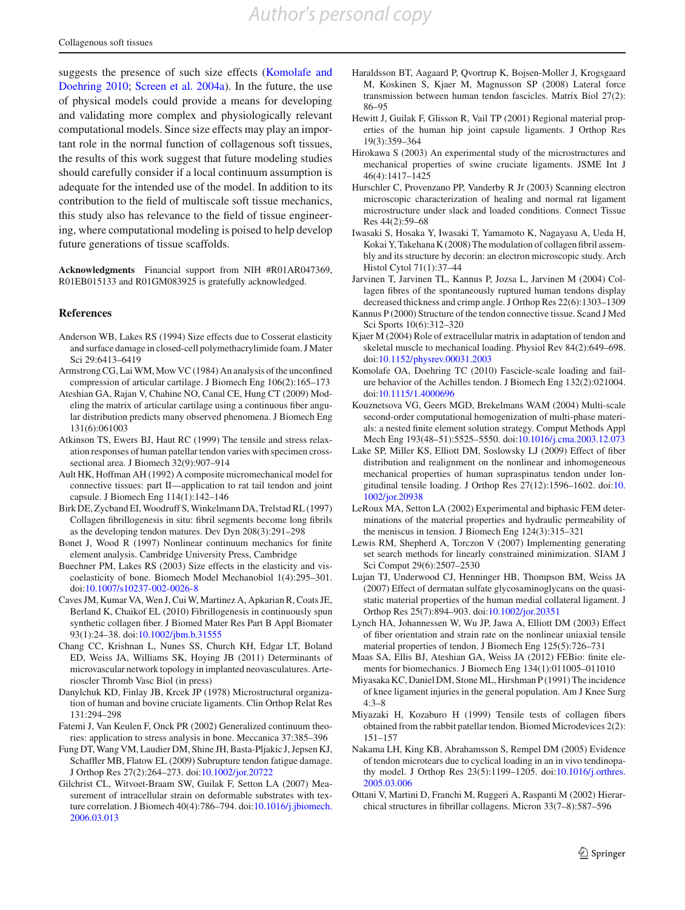suggests the presence of such size effects (Komolafe and Doehring 2010; Screen et al. 2004a). In the future, the use of physical models could provide a means for developing and validating more complex and physiologically relevant computational models. Since size effects may play an important role in the normal function of collagenous soft tissues, the results of this work suggest that future modeling studies should carefully consider if a local continuum assumption is adequate for the intended use of the model. In addition to its contribution to the field of multiscale soft tissue mechanics, this study also has relevance to the field of tissue engineering, where computational modeling is poised to help develop future generations of tissue scaffolds.

**Acknowledgments** Financial support from NIH #R01AR047369, R01EB015133 and R01GM083925 is gratefully acknowledged.

## References

Anderson WB, Lakes RS (1994) Size effects due to Cosserat elasticity and surface damage in closed-cell polymethacrylimide foam. J Mater Sci 29:6413–6419

Armstrong CG, Lai WM, Mow VC (1984) An analysis of the unconfined compression of articular cartilage. J Biomech Eng 106(2):165–173

Ateshian GA, Rajan V, Chahine NO, Canal CE, Hung CT (2009) Modeling the matrix of articular cartilage using a continuous fiber angular distribution predicts many observed phenomena. J Biomech Eng 131(6):061003

Atkinson TS, Ewers BJ, Haut RC (1999) The tensile and stress relaxation responses of human patellar tendon varies with specimen cross-sectional area. J Biomech 32(9):907–914

Ault HK, Hoffman AH (1992) A composite micromechanical model for connective tissues: part II—application to rat tail tendon and joint capsule. J Biomech Eng 114(1):142–146

Birk DE, Zycband EI, Woodruff S, Winkelmann DA, Trelstad RL (1997) Collagen fibrillogenesis in situ: fibril segments become long fibrils as the developing tendon matures. Dev Dyn 208(3):291–298

Bonet J, Wood R (1997) Nonlinear continuum mechanics for finite element analysis. Cambridge University Press, Cambridge

Buechner PM, Lakes RS (2003) Size effects in the elasticity and viscoelasticity of bone. Biomech Model Mechanobiol 1(4):295–301. doi:10.1007/s10237-002-0026-8

Caves JM, Kumar VA, Wen J, Cui W, Martinez A, Apkarian R, Coats JE, Berland K, Chaikof EL (2010) Fibrillogenesis in continuously spun synthetic collagen fiber. J Biomed Mater Res Part B Appl Biomater 93(1):24–38. doi:10.1002/jbm.b.31555

Chang CC, Krishnan L, Nunes SS, Church KH, Edgar LT, Boland ED, Weiss JA, Williams SK, Hoying JB (2011) Determinants of microvascular network topology in implanted neovasculatures. Arterioscler Thromb Vasc Biol (in press)

Danylchuk KD, Finlay JB, Krcek JP (1978) Microstructural organization of human and bovine cruciate ligaments. Clin Orthop Relat Res 131:294–298

Fatemi J, Van Keulen F, Onck PR (2002) Generalized continuum theories: application to stress analysis in bone. Meccanica 37:385–396

Fung DT, Wang VM, Laudier DM, Shine JH, Basta-Pljakic J, Jepsen KJ, Schaffler MB, Flatow EL (2009) Subrupture tendon fatigue damage. J Orthop Res 27(2):264–273. doi:10.1002/jor.20722

Gilchrist CL, Witvoet-Braam SW, Guilak F, Setton LA (2007) Measurement of intracellular strain on deformable substrates with texture correlation. J Biomech 40(4):786–794. doi:10.1016/j.jbiomech.2006.03.013

Haraldsson BT, Aagaard P, Qvortrup K, Bojsen-Moller J, Krogsgaard M, Koskinen S, Kjaer M, Magnusson SP (2008) Lateral force transmission between human tendon fascicles. Matrix Biol 27(2): 86–95

Hewitt J, Guilak F, Glisson R, Vail TP (2001) Regional material properties of the human hip joint capsule ligaments. J Orthop Res 19(3):359–364

Hirokawa S (2003) An experimental study of the microstructures and mechanical properties of swine cruciate ligaments. JSME Int J 46(4):1417–1425

Hurschler C, Provenzano PP, Vanderby R Jr (2003) Scanning electron microscopic characterization of healing and normal rat ligament microstructure under slack and loaded conditions. Connect Tissue Res 44(2):59–68

Iwasaki S, Hosaka Y, Iwasaki T, Yamamoto K, Nagayasu A, Ueda H, Kokai Y, Takehana K (2008) The modulation of collagen fibril assembly and its structure by decorin: an electron microscopic study. Arch Histol Cytol 71(1):37–44

Jarvinen T, Jarvinen TL, Kannus P, Jozsa L, Jarvinen M (2004) Collagen fibres of the spontaneously ruptured human tendons display decreased thickness and crimp angle. J Orthop Res 22(6):1303–1309

Kannus P (2000) Structure of the tendon connective tissue. Scand J Med Sci Sports 10(6):312–320

Kjaer M (2004) Role of extracellular matrix in adaptation of tendon and skeletal muscle to mechanical loading. Physiol Rev 84(2):649–698. doi:10.1152/physrev.00031.2003

Komolafe OA, Doehring TC (2010) Fascicle-scale loading and failure behavior of the Achilles tendon. J Biomech Eng 132(2):021004. doi:10.1115/1.4000696

Kouznetsova VG, Geers MGD, Brekelmans WAM (2004) Multi-scale second-order computational homogenization of multi-phase materials: a nested finite element solution strategy. Comput Methods Appl Mech Eng 193(48–51):5525–5550. doi:10.1016/j.cma.2003.12.073

Lake SP, Miller KS, Elliott DM, Soslowsky LJ (2009) Effect of fiber distribution and realignment on the nonlinear and inhomogeneous mechanical properties of human supraspinatus tendon under longitudinal tensile loading. J Orthop Res 27(12):1596–1602. doi:10.1002/jor.20938

LeRoux MA, Setton LA (2002) Experimental and biphasic FEM determinations of the material properties and hydraulic permeability of the meniscus in tension. J Biomech Eng 124(3):315–321

Lewis RM, Shepherd A, Torczon V (2007) Implementing generating set search methods for linearly constrained minimization. SIAM J Sci Comput 29(6):2507–2530

Lujan TJ, Underwood CJ, Henninger HB, Thompson BM, Weiss JA (2007) Effect of dermatan sulfate glycosaminoglycans on the quasi-static material properties of the human medial collateral ligament. J Orthop Res 25(7):894–903. doi:10.1002/jor.20351

Lynch HA, Johannessen W, Wu JP, Jawa A, Elliott DM (2003) Effect of fiber orientation and strain rate on the nonlinear uniaxial tensile material properties of tendon. J Biomech Eng 125(5):726–731

Maas SA, Ellis BJ, Ateshian GA, Weiss JA (2012) FEBio: finite elements for biomechanics. J Biomech Eng 134(1):011005–011010

Miyasaka KC, Daniel DM, Stone ML, Hirshman P (1991) The incidence of knee ligament injuries in the general population. Am J Knee Surg 4:3–8

Miyazaki H, Kozaburo H (1999) Tensile tests of collagen fibers obtained from the rabbit patellar tendon. Biomed Microdevices 2(2): 151–157

Nakama LH, King KB, Abrahamsson S, Rempel DM (2005) Evidence of tendon microtears due to cyclical loading in an in vivo tendinopathy model. J Orthop Res 23(5):1199–1205. doi:10.1016/j.orthres.2005.03.006

Ottani V, Martini D, Franchi M, Ruggeri A, Raspanti M (2002) Hierarchical structures in fibrillar collagens. Micron 33(7–8):587–596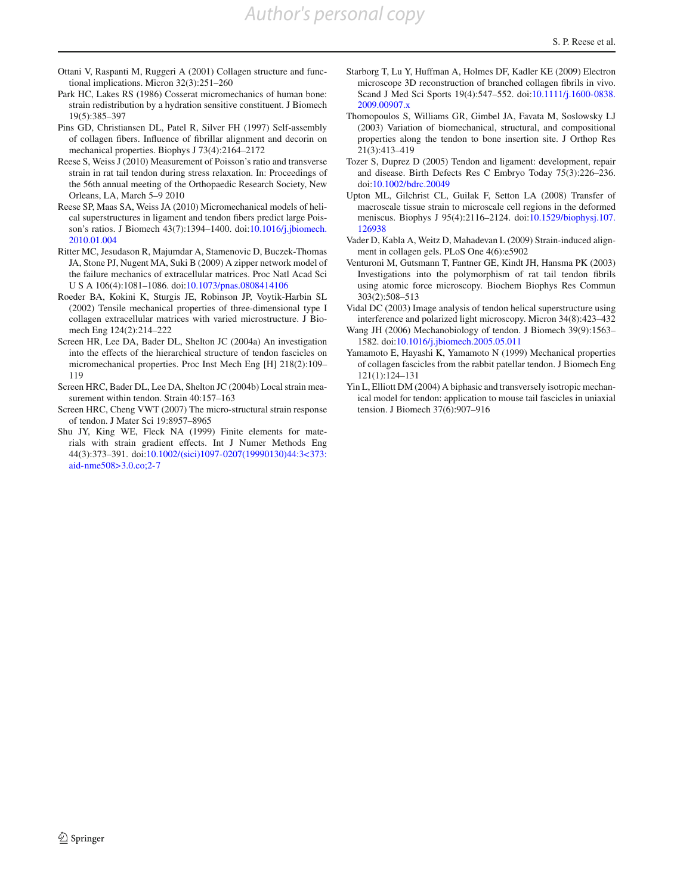Ottani V, Raspanti M, Ruggeri A (2001) Collagen structure and functional implications. Micron 32(3):251–260

Park HC, Lakes RS (1986) Cosserat micromechanics of human bone: strain redistribution by a hydration sensitive constituent. J Biomech 19(5):385–397

Pins GD, Christiansen DL, Patel R, Silver FH (1997) Self-assembly of collagen fibers. Influence of fibrillar alignment and decorin on mechanical properties. Biophys J 73(4):2164–2172

Reese S, Weiss J (2010) Measurement of Poisson's ratio and transverse strain in rat tail tendon during stress relaxation. In: Proceedings of the 56th annual meeting of the Orthopaedic Research Society, New Orleans, LA, March 5–9 2010

Reese SP, Maas SA, Weiss JA (2010) Micromechanical models of helical superstructures in ligament and tendon fibers predict large Poisson's ratios. J Biomech 43(7):1394–1400. doi:10.1016/j.jbiomech.2010.01.004

Ritter MC, Jesudason R, Majumdar A, Stamenovic D, Buczek-Thomas JA, Stone PJ, Nugent MA, Suki B (2009) A zipper network model of the failure mechanics of extracellular matrices. Proc Natl Acad Sci U S A 106(4):1081–1086. doi:10.1073/pnas.0808414106

Roeder BA, Kokini K, Sturgis JE, Robinson JP, Voytik-Harbin SL (2002) Tensile mechanical properties of three-dimensional type I collagen extracellular matrices with varied microstructure. J Biomech Eng 124(2):214–222

Screen HR, Lee DA, Bader DL, Shelton JC (2004a) An investigation into the effects of the hierarchical structure of tendon fascicles on micromechanical properties. Proc Inst Mech Eng [H] 218(2):109–119

Screen HRC, Bader DL, Lee DA, Shelton JC (2004b) Local strain measurement within tendon. Strain 40:157–163

Screen HRC, Cheng VWT (2007) The micro-structural strain response of tendon. J Mater Sci 19:8957–8965

Shu JY, King WE, Fleck NA (1999) Finite elements for materials with strain gradient effects. Int J Numer Methods Eng 44(3):373–391. doi:10.1002/(sici)1097-0207(19990130)44:3<373:aid-nme508>3.0.co;2-7

Starborg T, Lu Y, Huffman A, Holmes DF, Kadler KE (2009) Electron microscope 3D reconstruction of branched collagen fibrils in vivo. Scand J Med Sci Sports 19(4):547–552. doi:10.1111/j.1600-0838.2009.00907.x

Thomopoulos S, Williams GR, Gimbel JA, Favata M, Soslowsky LJ (2003) Variation of biomechanical, structural, and compositional properties along the tendon to bone insertion site. J Orthop Res 21(3):413–419

Tozer S, Duprez D (2005) Tendon and ligament: development, repair and disease. Birth Defects Res C Embryo Today 75(3):226–236. doi:10.1002/bdrc.20049

Upton ML, Gilchrist CL, Guilak F, Setton LA (2008) Transfer of macroscale tissue strain to microscale cell regions in the deformed meniscus. Biophys J 95(4):2116–2124. doi:10.1529/biophysj.107.126938

Vader D, Kabla A, Weitz D, Mahadevan L (2009) Strain-induced alignment in collagen gels. PLoS One 4(6):e5902

Venturoni M, Gutsmann T, Fantner GE, Kindt JH, Hansma PK (2003) Investigations into the polymorphism of rat tail tendon fibrils using atomic force microscopy. Biochem Biophys Res Commun 303(2):508–513

Vidal DC (2003) Image analysis of tendon helical superstructure using interference and polarized light microscopy. Micron 34(8):423–432

Wang JH (2006) Mechanobiology of tendon. J Biomech 39(9):1563–1582. doi:10.1016/j.jbiomech.2005.05.011

Yamamoto E, Hayashi K, Yamamoto N (1999) Mechanical properties of collagen fascicles from the rabbit patellar tendon. J Biomech Eng 121(1):124–131

Yin L, Elliott DM (2004) A biphasic and transversely isotropic mechanical model for tendon: application to mouse tail fascicles in uniaxial tension. J Biomech 37(6):907–916